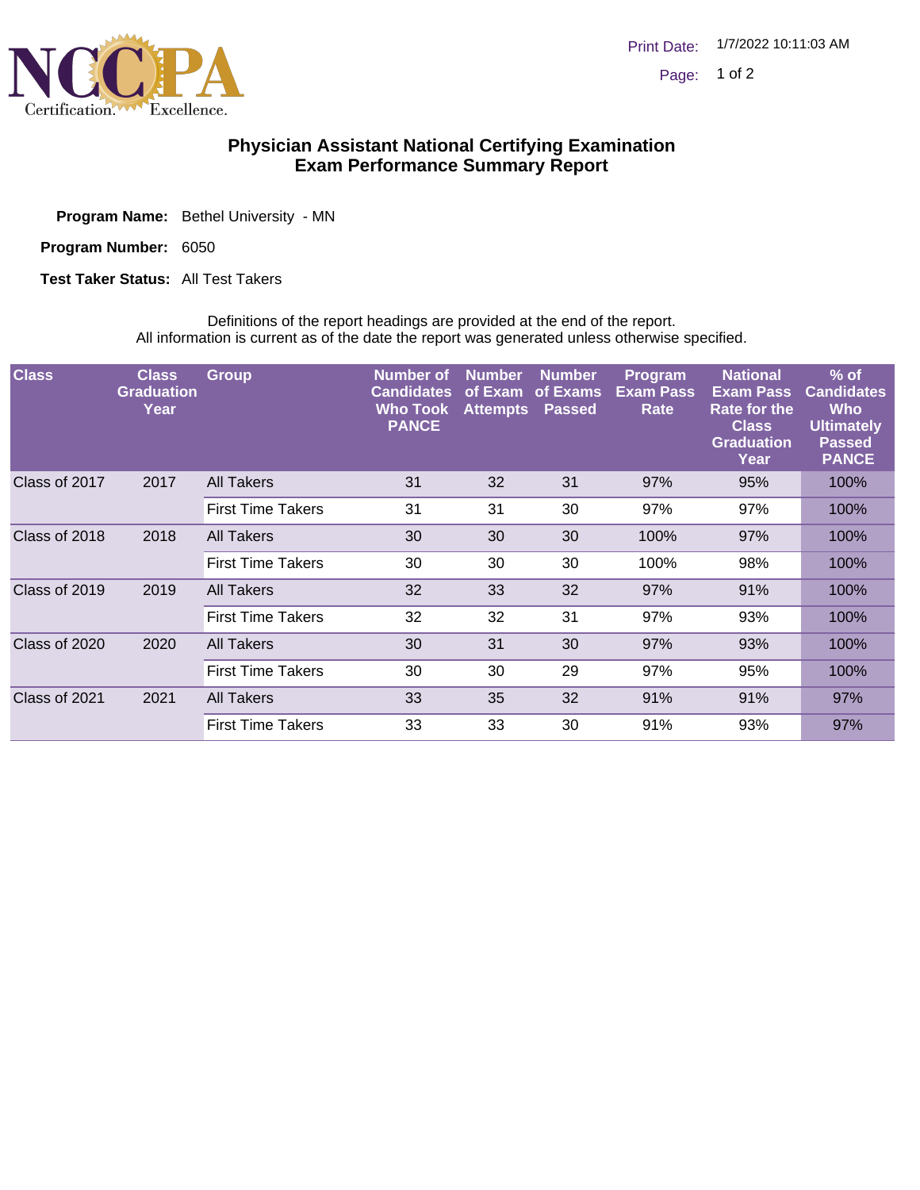# Physician Assistant National Certifying Examination
## Exam Performance Summary Report

**Program Name:** Bethel University - MN

**Program Number:** 6050

**Test Taker Status:** All Test Takers

Definitions of the report headings are provided at the end of the report.
All information is current as of the date the report was generated unless otherwise specified.

| Class | Class Graduation Year | Group | Number of Candidates Who Took PANCE | Number of Exam Attempts | Number of Exams Passed | Program Exam Pass Rate | National Exam Pass Rate for the Class Graduation Year | % of Candidates Who Ultimately Passed PANCE |
|---|---|---|---|---|---|---|---|---|
| Class of 2017 | 2017 | All Takers | 31 | 32 | 31 | 97% | 95% | 100% |
| | | First Time Takers | 31 | 31 | 30 | 97% | 97% | 100% |
| Class of 2018 | 2018 | All Takers | 30 | 30 | 30 | 100% | 97% | 100% |
| | | First Time Takers | 30 | 30 | 30 | 100% | 98% | 100% |
| Class of 2019 | 2019 | All Takers | 32 | 33 | 32 | 97% | 91% | 100% |
| | | First Time Takers | 32 | 32 | 31 | 97% | 93% | 100% |
| Class of 2020 | 2020 | All Takers | 30 | 31 | 30 | 97% | 93% | 100% |
| | | First Time Takers | 30 | 30 | 29 | 97% | 95% | 100% |
| Class of 2021 | 2021 | All Takers | 33 | 35 | 32 | 91% | 91% | 97% |
| | | First Time Takers | 33 | 33 | 30 | 91% | 93% | 97% |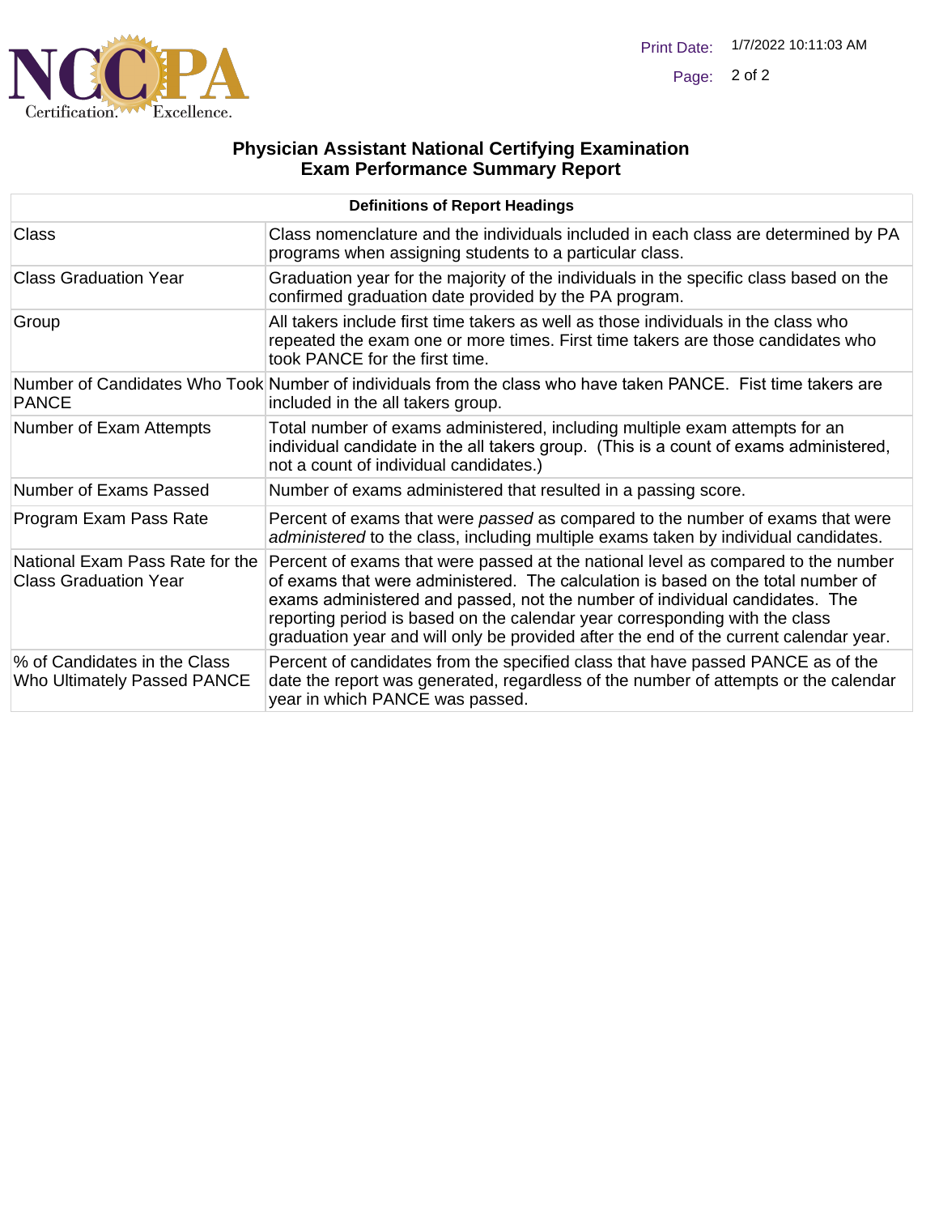# Physician Assistant National Certifying Examination
## Exam Performance Summary Report

| Definitions of Report Headings | |
|---|---|
| Class | Class nomenclature and the individuals included in each class are determined by PA programs when assigning students to a particular class. |
| Class Graduation Year | Graduation year for the majority of the individuals in the specific class based on the confirmed graduation date provided by the PA program. |
| Group | All takers include first time takers as well as those individuals in the class who repeated the exam one or more times. First time takers are those candidates who took PANCE for the first time. |
| Number of Candidates Who Took PANCE | Number of individuals from the class who have taken PANCE. Fist time takers are included in the all takers group. |
| Number of Exam Attempts | Total number of exams administered, including multiple exam attempts for an individual candidate in the all takers group. (This is a count of exams administered, not a count of individual candidates.) |
| Number of Exams Passed | Number of exams administered that resulted in a passing score. |
| Program Exam Pass Rate | Percent of exams that were *passed* as compared to the number of exams that were *administered* to the class, including multiple exams taken by individual candidates. |
| National Exam Pass Rate for the Class Graduation Year | Percent of exams that were passed at the national level as compared to the number of exams that were administered. The calculation is based on the total number of exams administered and passed, not the number of individual candidates. The reporting period is based on the calendar year corresponding with the class graduation year and will only be provided after the end of the current calendar year. |
| % of Candidates in the Class Who Ultimately Passed PANCE | Percent of candidates from the specified class that have passed PANCE as of the date the report was generated, regardless of the number of attempts or the calendar year in which PANCE was passed. |